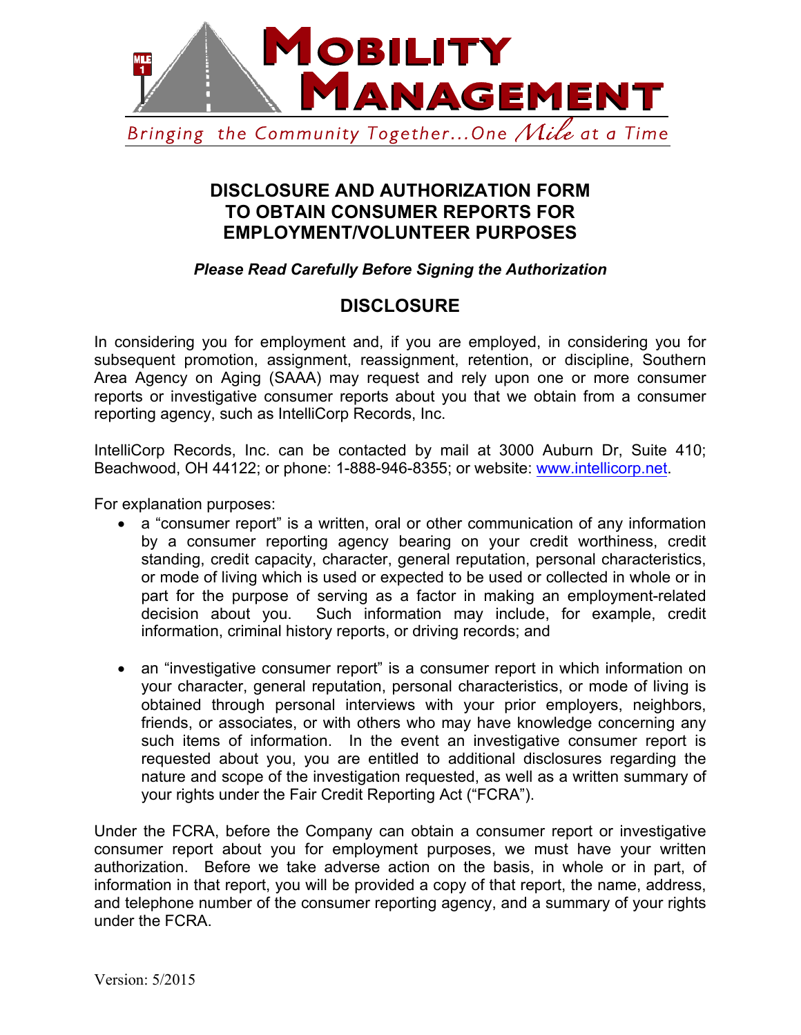# Mobility Management

*Bringing the Community Together...One Mile at a Time*

## DISCLOSURE AND AUTHORIZATION FORM TO OBTAIN CONSUMER REPORTS FOR EMPLOYMENT/VOLUNTEER PURPOSES

***Please Read Carefully Before Signing the Authorization***

## DISCLOSURE

In considering you for employment and, if you are employed, in considering you for subsequent promotion, assignment, reassignment, retention, or discipline, Southern Area Agency on Aging (SAAA) may request and rely upon one or more consumer reports or investigative consumer reports about you that we obtain from a consumer reporting agency, such as IntelliCorp Records, Inc.

IntelliCorp Records, Inc. can be contacted by mail at 3000 Auburn Dr, Suite 410; Beachwood, OH 44122; or phone: 1-888-946-8355; or website: www.intellicorp.net.

For explanation purposes:

- a "consumer report" is a written, oral or other communication of any information by a consumer reporting agency bearing on your credit worthiness, credit standing, credit capacity, character, general reputation, personal characteristics, or mode of living which is used or expected to be used or collected in whole or in part for the purpose of serving as a factor in making an employment-related decision about you. Such information may include, for example, credit information, criminal history reports, or driving records; and

- an "investigative consumer report" is a consumer report in which information on your character, general reputation, personal characteristics, or mode of living is obtained through personal interviews with your prior employers, neighbors, friends, or associates, or with others who may have knowledge concerning any such items of information. In the event an investigative consumer report is requested about you, you are entitled to additional disclosures regarding the nature and scope of the investigation requested, as well as a written summary of your rights under the Fair Credit Reporting Act ("FCRA").

Under the FCRA, before the Company can obtain a consumer report or investigative consumer report about you for employment purposes, we must have your written authorization. Before we take adverse action on the basis, in whole or in part, of information in that report, you will be provided a copy of that report, the name, address, and telephone number of the consumer reporting agency, and a summary of your rights under the FCRA.

Version: 5/2015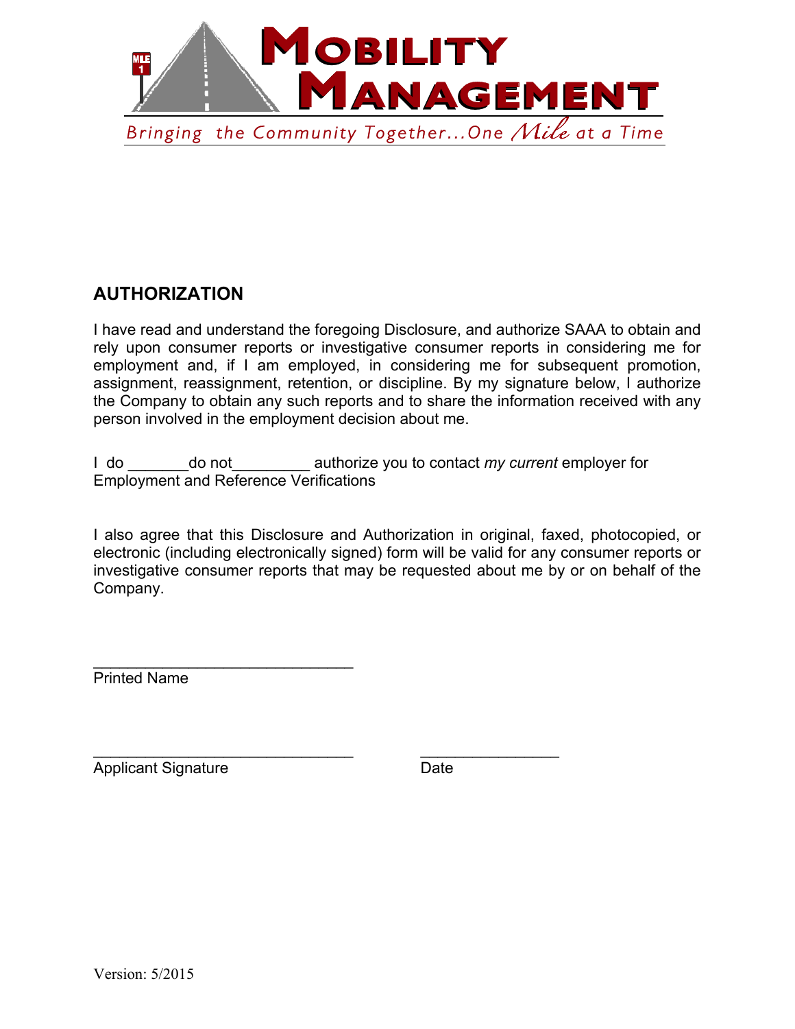# MOBILITY MANAGEMENT

*Bringing the Community Together...One Mile at a Time*

## AUTHORIZATION

I have read and understand the foregoing Disclosure, and authorize SAAA to obtain and rely upon consumer reports or investigative consumer reports in considering me for employment and, if I am employed, in considering me for subsequent promotion, assignment, reassignment, retention, or discipline. By my signature below, I authorize the Company to obtain any such reports and to share the information received with any person involved in the employment decision about me.

I do _______do not_________ authorize you to contact *my current* employer for Employment and Reference Verifications

I also agree that this Disclosure and Authorization in original, faxed, photocopied, or electronic (including electronically signed) form will be valid for any consumer reports or investigative consumer reports that may be requested about me by or on behalf of the Company.

______________________________
Printed Name

______________________________ ________________
Applicant Signature Date

Version: 5/2015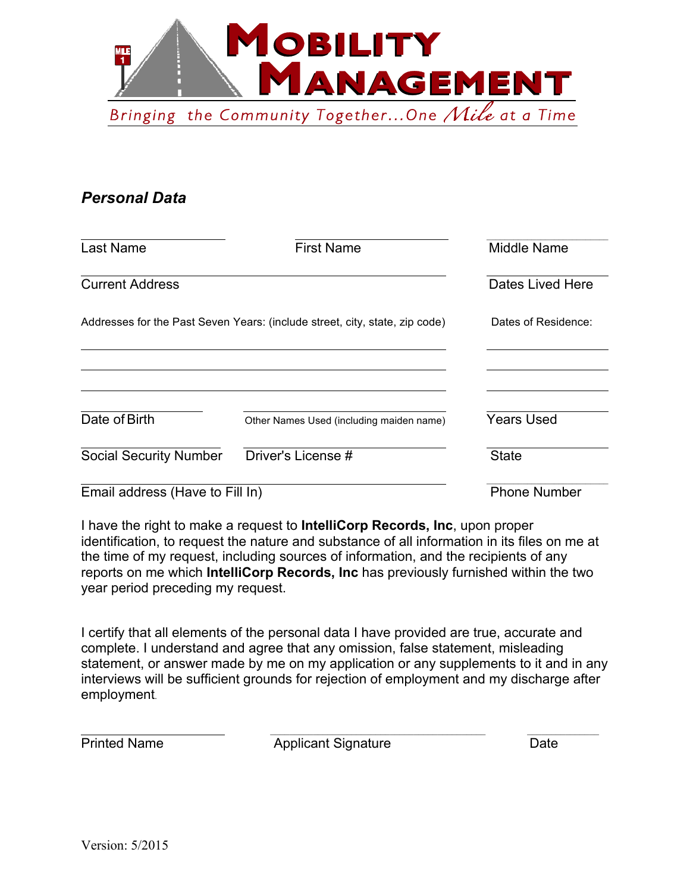# MOBILITY MANAGEMENT

Bringing the Community Together...One Mile at a Time

***Personal Data***

| | | |
|---|---|---|
| Last Name | First Name | Middle Name |
| Current Address | | Dates Lived Here |

Addresses for the Past Seven Years: (include street, city, state, zip code) — Dates of Residence:

| | | |
|---|---|---|
| Date of Birth | Other Names Used (including maiden name) | Years Used |
| Social Security Number | Driver's License # | State |
| Email address (Have to Fill In) | | Phone Number |

I have the right to make a request to **IntelliCorp Records, Inc**, upon proper identification, to request the nature and substance of all information in its files on me at the time of my request, including sources of information, and the recipients of any reports on me which **IntelliCorp Records, Inc** has previously furnished within the two year period preceding my request.

I certify that all elements of the personal data I have provided are true, accurate and complete. I understand and agree that any omission, false statement, misleading statement, or answer made by me on my application or any supplements to it and in any interviews will be sufficient grounds for rejection of employment and my discharge after employment.

| | | |
|---|---|---|
| Printed Name | Applicant Signature | Date |

Version: 5/2015